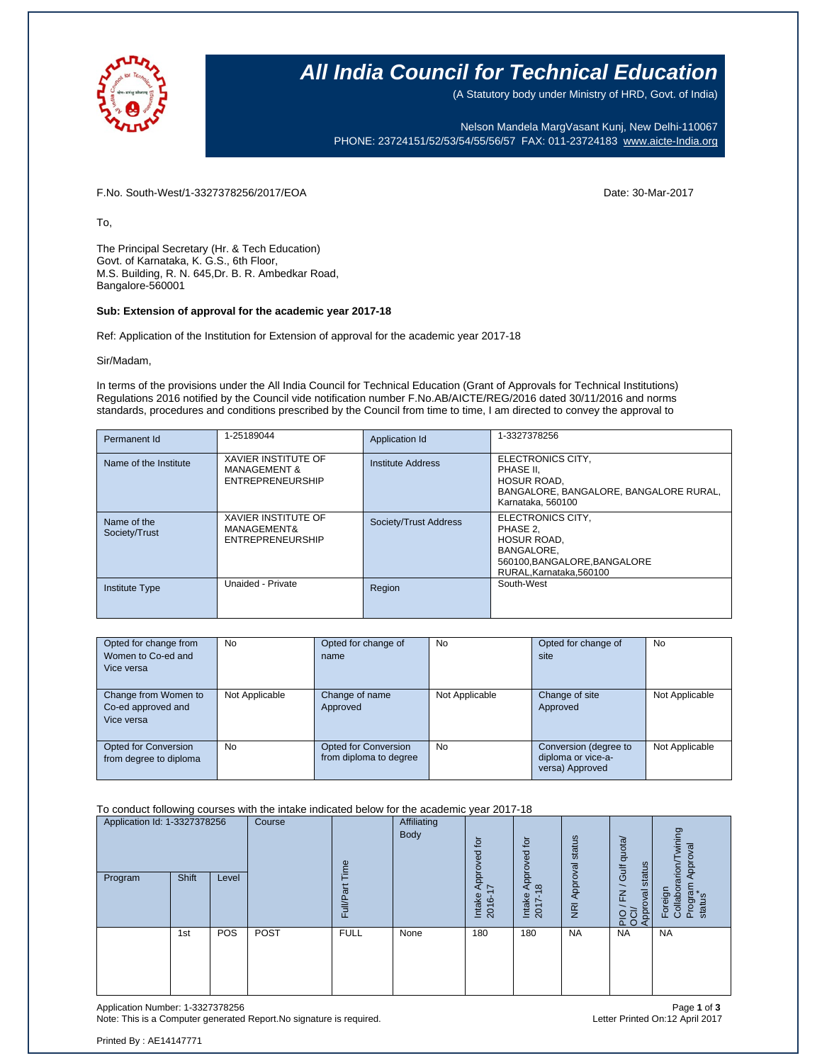# All India Council for Technical Education

(A Statutory body under Ministry of HRD, Govt. of India)

Nelson Mandela MargVasant Kunj, New Delhi-110067
PHONE: 23724151/52/53/54/55/56/57 FAX: 011-23724183 www.aicte-India.org

F.No. South-West/1-3327378256/2017/EOA

Date: 30-Mar-2017

To,

The Principal Secretary (Hr. & Tech Education)
Govt. of Karnataka, K. G.S., 6th Floor,
M.S. Building, R. N. 645,Dr. B. R. Ambedkar Road,
Bangalore-560001

**Sub: Extension of approval for the academic year 2017-18**

Ref: Application of the Institution for Extension of approval for the academic year 2017-18

Sir/Madam,

In terms of the provisions under the All India Council for Technical Education (Grant of Approvals for Technical Institutions) Regulations 2016 notified by the Council vide notification number F.No.AB/AICTE/REG/2016 dated 30/11/2016 and norms standards, procedures and conditions prescribed by the Council from time to time, I am directed to convey the approval to

| Permanent Id | 1-25189044 | Application Id | 1-3327378256 |
|---|---|---|---|
| Name of the Institute | XAVIER INSTITUTE OF MANAGEMENT & ENTREPRENEURSHIP | Institute Address | ELECTRONICS CITY, PHASE II, HOSUR ROAD, BANGALORE, BANGALORE, BANGALORE RURAL, Karnataka, 560100 |
| Name of the Society/Trust | XAVIER INSTITUTE OF MANAGEMENT& ENTREPRENEURSHIP | Society/Trust Address | ELECTRONICS CITY, PHASE 2, HOSUR ROAD, BANGALORE, 560100,BANGALORE,BANGALORE RURAL,Karnataka,560100 |
| Institute Type | Unaided - Private | Region | South-West |

| Opted for change from Women to Co-ed and Vice versa | No | Opted for change of name | No | Opted for change of site | No |
|---|---|---|---|---|---|
| Change from Women to Co-ed approved and Vice versa | Not Applicable | Change of name Approved | Not Applicable | Change of site Approved | Not Applicable |
| Opted for Conversion from degree to diploma | No | Opted for Conversion from diploma to degree | No | Conversion (degree to diploma or vice-a-versa) Approved | Not Applicable |

To conduct following courses with the intake indicated below for the academic year 2017-18

| Application Id: 1-3327378256 | | | Course | Full/Part Time | Affiliating Body | Intake Approved for 2016-17 | Intake Approved for 2017-18 | NRI Approval status | PIO / FN / Gulf quota/ OCI/ Approval status | Foreign Collaborarion/Twining Program Approval status* |
|---|---|---|---|---|---|---|---|---|---|---|
| Program | Shift | Level | | | | | | | | |
| | 1st | POS | POST | FULL | None | 180 | 180 | NA | NA | NA |

Application Number: 1-3327378256
Note: This is a Computer generated Report.No signature is required.

Letter Printed On:12 April 2017

Printed By : AE14147771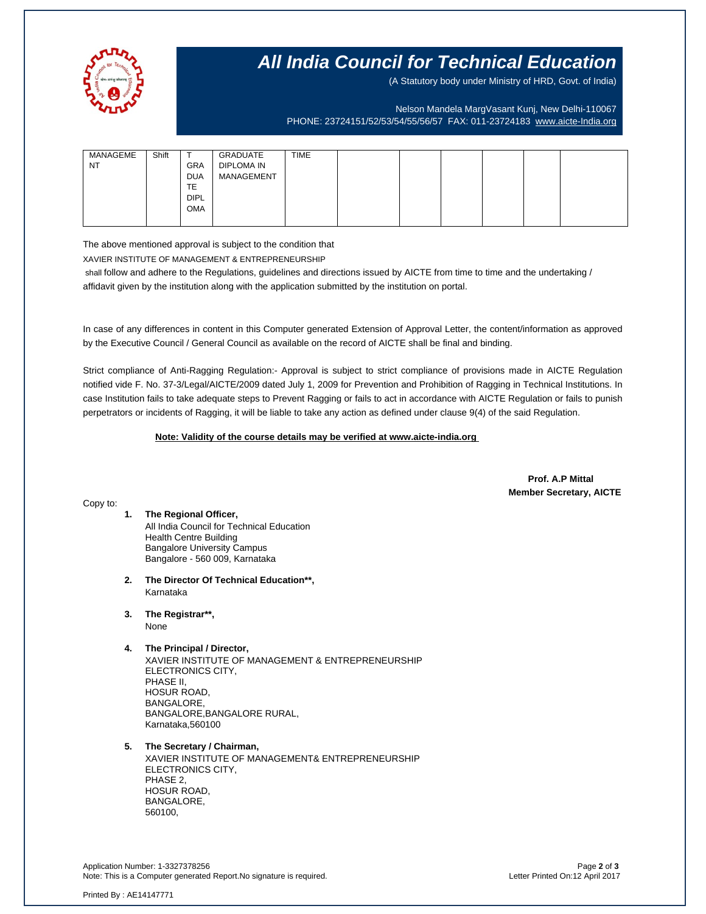# All India Council for Technical Education

(A Statutory body under Ministry of HRD, Govt. of India)

Nelson Mandela MargVasant Kunj, New Delhi-110067
PHONE: 23724151/52/53/54/55/56/57 FAX: 011-23724183 www.aicte-India.org

| MANAGEMENT | Shift | TGRADUATE DIPLOMA | GRADUATE DIPLOMA IN MANAGEMENT | TIME | | | | | | |
|---|---|---|---|---|---|---|---|---|---|---|

The above mentioned approval is subject to the condition that XAVIER INSTITUTE OF MANAGEMENT & ENTREPRENEURSHIP shall follow and adhere to the Regulations, guidelines and directions issued by AICTE from time to time and the undertaking / affidavit given by the institution along with the application submitted by the institution on portal.

In case of any differences in content in this Computer generated Extension of Approval Letter, the content/information as approved by the Executive Council / General Council as available on the record of AICTE shall be final and binding.

Strict compliance of Anti-Ragging Regulation:- Approval is subject to strict compliance of provisions made in AICTE Regulation notified vide F. No. 37-3/Legal/AICTE/2009 dated July 1, 2009 for Prevention and Prohibition of Ragging in Technical Institutions. In case Institution fails to take adequate steps to Prevent Ragging or fails to act in accordance with AICTE Regulation or fails to punish perpetrators or incidents of Ragging, it will be liable to take any action as defined under clause 9(4) of the said Regulation.

**Note: Validity of the course details may be verified at www.aicte-india.org**

**Prof. A.P Mittal**
**Member Secretary, AICTE**

Copy to:

1. **The Regional Officer,**
   All India Council for Technical Education
   Health Centre Building
   Bangalore University Campus
   Bangalore - 560 009, Karnataka

2. **The Director Of Technical Education\*\*,**
   Karnataka

3. **The Registrar\*\*,**
   None

4. **The Principal / Director,**
   XAVIER INSTITUTE OF MANAGEMENT & ENTREPRENEURSHIP
   ELECTRONICS CITY,
   PHASE II,
   HOSUR ROAD,
   BANGALORE,
   BANGALORE,BANGALORE RURAL,
   Karnataka,560100

5. **The Secretary / Chairman,**
   XAVIER INSTITUTE OF MANAGEMENT& ENTREPRENEURSHIP
   ELECTRONICS CITY,
   PHASE 2,
   HOSUR ROAD,
   BANGALORE,
   560100,

Application Number: 1-3327378256
Note: This is a Computer generated Report.No signature is required.
Letter Printed On:12 April 2017

Printed By : AE14147771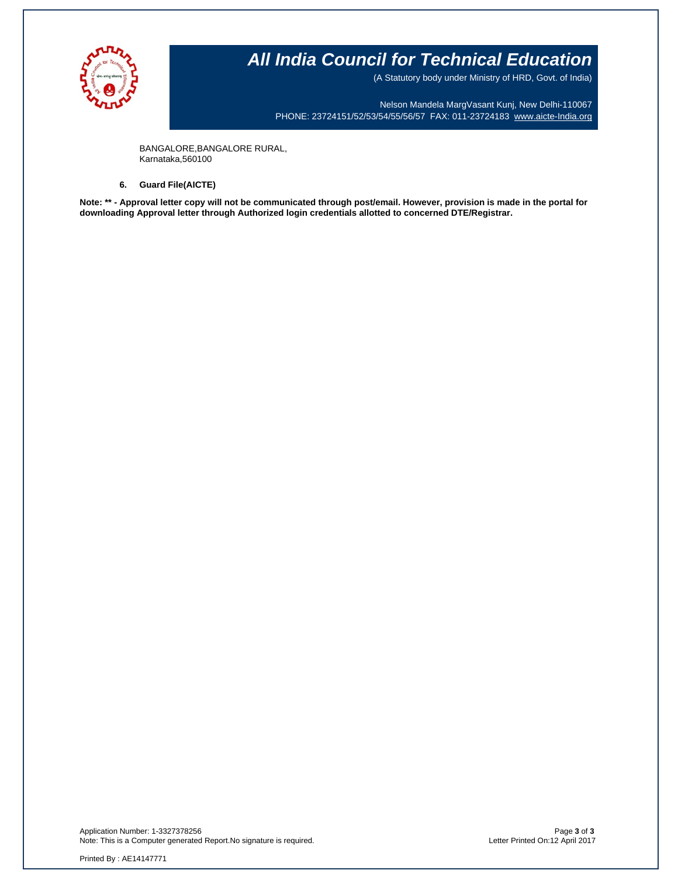# All India Council for Technical Education

(A Statutory body under Ministry of HRD, Govt. of India)

Nelson Mandela MargVasant Kunj, New Delhi-110067
PHONE: 23724151/52/53/54/55/56/57 FAX: 011-23724183 www.aicte-India.org

BANGALORE,BANGALORE RURAL,
Karnataka,560100

6. **Guard File(AICTE)**

**Note: ** - Approval letter copy will not be communicated through post/email. However, provision is made in the portal for downloading Approval letter through Authorized login credentials allotted to concerned DTE/Registrar.**

Application Number: 1-3327378256
Note: This is a Computer generated Report.No signature is required.

Letter Printed On:12 April 2017

Printed By : AE14147771